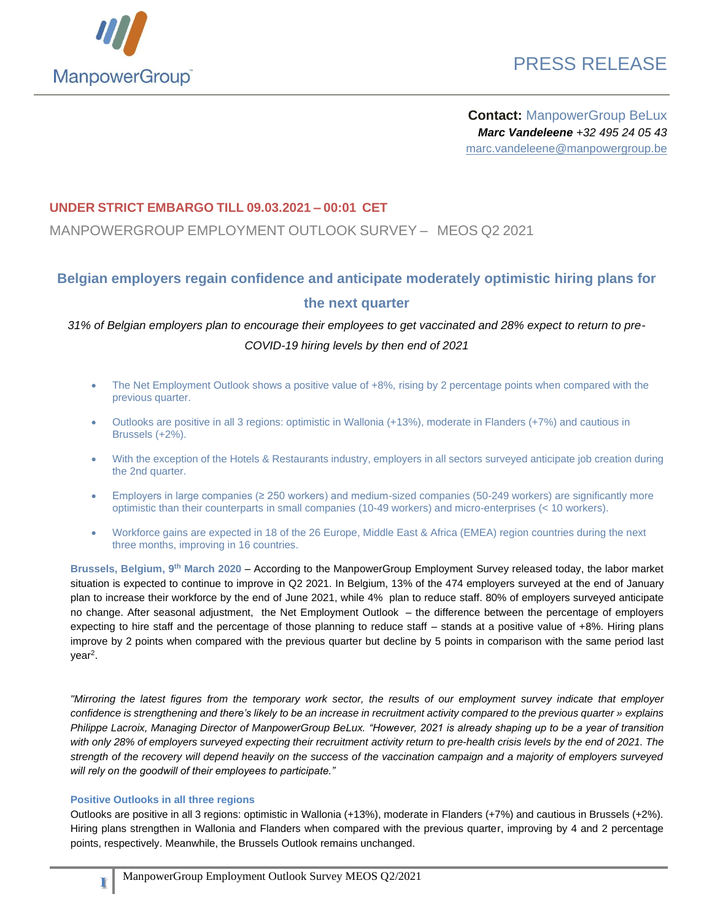ManpowerGroup

PRESS RELEASE

**Contact:** ManpowerGroup BeLux
***Marc Vandeleene*** *+32 495 24 05 43*
marc.vandeleene@manpowergroup.be

**UNDER STRICT EMBARGO TILL 09.03.2021 – 00:01 CET**

MANPOWERGROUP EMPLOYMENT OUTLOOK SURVEY – MEOS Q2 2021

## Belgian employers regain confidence and anticipate moderately optimistic hiring plans for the next quarter

*31% of Belgian employers plan to encourage their employees to get vaccinated and 28% expect to return to pre-COVID-19 hiring levels by then end of 2021*

- The Net Employment Outlook shows a positive value of +8%, rising by 2 percentage points when compared with the previous quarter.
- Outlooks are positive in all 3 regions: optimistic in Wallonia (+13%), moderate in Flanders (+7%) and cautious in Brussels (+2%).
- With the exception of the Hotels & Restaurants industry, employers in all sectors surveyed anticipate job creation during the 2nd quarter.
- Employers in large companies (≥ 250 workers) and medium-sized companies (50-249 workers) are significantly more optimistic than their counterparts in small companies (10-49 workers) and micro-enterprises (< 10 workers).
- Workforce gains are expected in 18 of the 26 Europe, Middle East & Africa (EMEA) region countries during the next three months, improving in 16 countries.

**Brussels, Belgium, 9th March 2020** – According to the ManpowerGroup Employment Survey released today, the labor market situation is expected to continue to improve in Q2 2021. In Belgium, 13% of the 474 employers surveyed at the end of January plan to increase their workforce by the end of June 2021, while 4% plan to reduce staff. 80% of employers surveyed anticipate no change. After seasonal adjustment, the Net Employment Outlook – the difference between the percentage of employers expecting to hire staff and the percentage of those planning to reduce staff – stands at a positive value of +8%. Hiring plans improve by 2 points when compared with the previous quarter but decline by 5 points in comparison with the same period last year[2].

*"Mirroring the latest figures from the temporary work sector, the results of our employment survey indicate that employer confidence is strengthening and there's likely to be an increase in recruitment activity compared to the previous quarter » explains Philippe Lacroix, Managing Director of ManpowerGroup BeLux. "However, 2021 is already shaping up to be a year of transition with only 28% of employers surveyed expecting their recruitment activity return to pre-health crisis levels by the end of 2021. The strength of the recovery will depend heavily on the success of the vaccination campaign and a majority of employers surveyed will rely on the goodwill of their employees to participate."*

### Positive Outlooks in all three regions

Outlooks are positive in all 3 regions: optimistic in Wallonia (+13%), moderate in Flanders (+7%) and cautious in Brussels (+2%). Hiring plans strengthen in Wallonia and Flanders when compared with the previous quarter, improving by 4 and 2 percentage points, respectively. Meanwhile, the Brussels Outlook remains unchanged.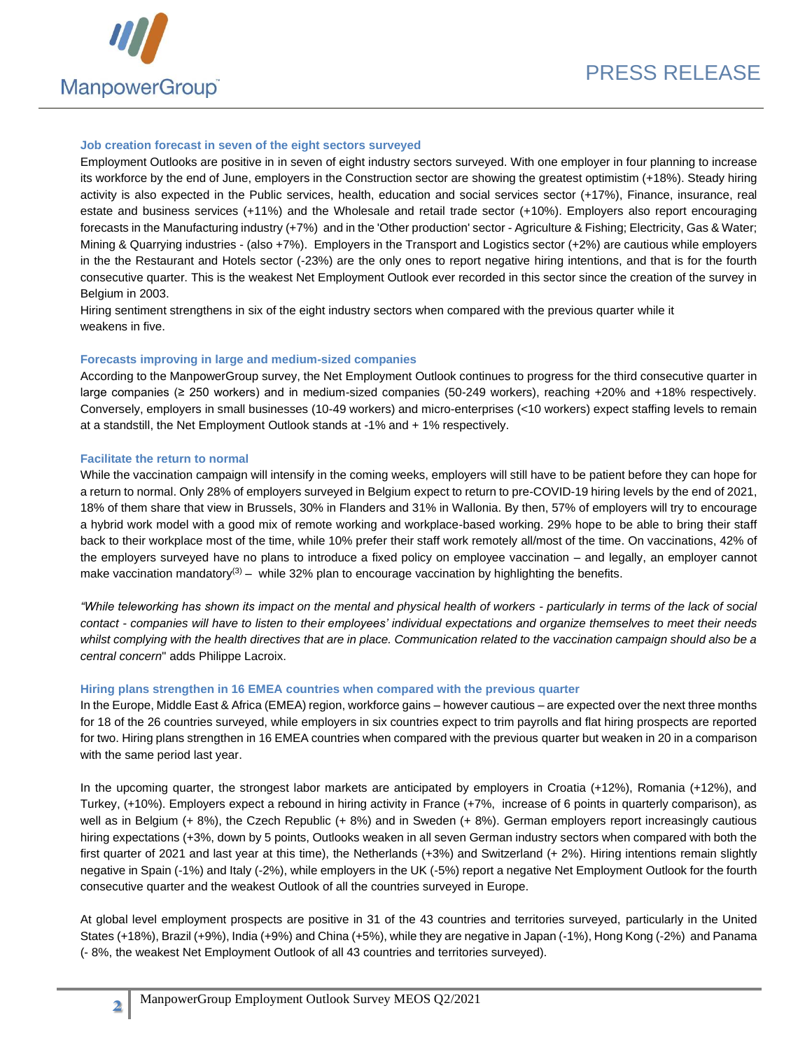### Job creation forecast in seven of the eight sectors surveyed

Employment Outlooks are positive in in seven of eight industry sectors surveyed. With one employer in four planning to increase its workforce by the end of June, employers in the Construction sector are showing the greatest optimistim (+18%). Steady hiring activity is also expected in the Public services, health, education and social services sector (+17%), Finance, insurance, real estate and business services (+11%) and the Wholesale and retail trade sector (+10%). Employers also report encouraging forecasts in the Manufacturing industry (+7%) and in the 'Other production' sector - Agriculture & Fishing; Electricity, Gas & Water; Mining & Quarrying industries - (also +7%). Employers in the Transport and Logistics sector (+2%) are cautious while employers in the the Restaurant and Hotels sector (-23%) are the only ones to report negative hiring intentions, and that is for the fourth consecutive quarter. This is the weakest Net Employment Outlook ever recorded in this sector since the creation of the survey in Belgium in 2003.

Hiring sentiment strengthens in six of the eight industry sectors when compared with the previous quarter while it weakens in five.

### Forecasts improving in large and medium-sized companies

According to the ManpowerGroup survey, the Net Employment Outlook continues to progress for the third consecutive quarter in large companies (≥ 250 workers) and in medium-sized companies (50-249 workers), reaching +20% and +18% respectively. Conversely, employers in small businesses (10-49 workers) and micro-enterprises (<10 workers) expect staffing levels to remain at a standstill, the Net Employment Outlook stands at -1% and + 1% respectively.

### Facilitate the return to normal

While the vaccination campaign will intensify in the coming weeks, employers will still have to be patient before they can hope for a return to normal. Only 28% of employers surveyed in Belgium expect to return to pre-COVID-19 hiring levels by the end of 2021, 18% of them share that view in Brussels, 30% in Flanders and 31% in Wallonia. By then, 57% of employers will try to encourage a hybrid work model with a good mix of remote working and workplace-based working. 29% hope to be able to bring their staff back to their workplace most of the time, while 10% prefer their staff work remotely all/most of the time. On vaccinations, 42% of the employers surveyed have no plans to introduce a fixed policy on employee vaccination – and legally, an employer cannot make vaccination mandatory[3] – while 32% plan to encourage vaccination by highlighting the benefits.

*"While teleworking has shown its impact on the mental and physical health of workers - particularly in terms of the lack of social contact - companies will have to listen to their employees' individual expectations and organize themselves to meet their needs whilst complying with the health directives that are in place. Communication related to the vaccination campaign should also be a central concern*" adds Philippe Lacroix.

### Hiring plans strengthen in 16 EMEA countries when compared with the previous quarter

In the Europe, Middle East & Africa (EMEA) region, workforce gains – however cautious – are expected over the next three months for 18 of the 26 countries surveyed, while employers in six countries expect to trim payrolls and flat hiring prospects are reported for two. Hiring plans strengthen in 16 EMEA countries when compared with the previous quarter but weaken in 20 in a comparison with the same period last year.

In the upcoming quarter, the strongest labor markets are anticipated by employers in Croatia (+12%), Romania (+12%), and Turkey, (+10%). Employers expect a rebound in hiring activity in France (+7%, increase of 6 points in quarterly comparison), as well as in Belgium (+ 8%), the Czech Republic (+ 8%) and in Sweden (+ 8%). German employers report increasingly cautious hiring expectations (+3%, down by 5 points, Outlooks weaken in all seven German industry sectors when compared with both the first quarter of 2021 and last year at this time), the Netherlands (+3%) and Switzerland (+ 2%). Hiring intentions remain slightly negative in Spain (-1%) and Italy (-2%), while employers in the UK (-5%) report a negative Net Employment Outlook for the fourth consecutive quarter and the weakest Outlook of all the countries surveyed in Europe.

At global level employment prospects are positive in 31 of the 43 countries and territories surveyed, particularly in the United States (+18%), Brazil (+9%), India (+9%) and China (+5%), while they are negative in Japan (-1%), Hong Kong (-2%) and Panama (- 8%, the weakest Net Employment Outlook of all 43 countries and territories surveyed).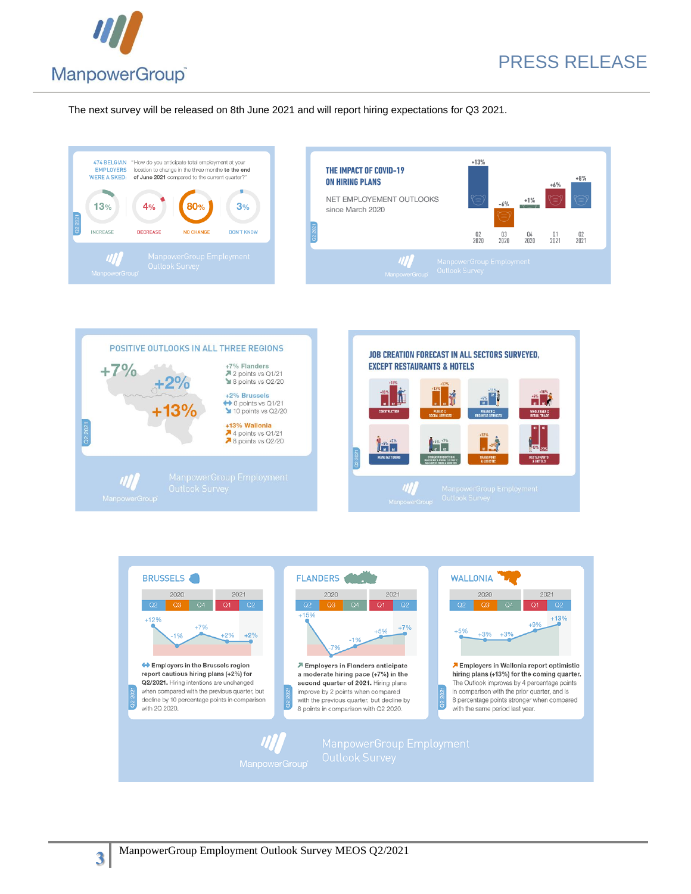The next survey will be released on 8th June 2021 and will report hiring expectations for Q3 2021.

474 BELGIAN EMPLOYERS WERE ASKED: "How do you anticipate total employment at your location to change in the three months to the end of June 2021 compared to the current quarter?"

| 13% | 4% | 80% | 3% |
|---|---|---|---|
| INCREASE | DECREASE | NO CHANGE | DON'T KNOW |

ManpowerGroup Employment Outlook Survey

**THE IMPACT OF COVID-19 ON HIRING PLANS**

NET EMPLOYEMENT OUTLOOKS since March 2020

| Q2 2020 | Q3 2020 | Q4 2020 | Q1 2021 | Q2 2021 |
|---|---|---|---|---|
| +13% | -6% | +1% | +6% | +8% |

ManpowerGroup Employment Outlook Survey

**POSITIVE OUTLOOKS IN ALL THREE REGIONS**

+7% Flanders
- 2 points vs Q1/21
- 8 points vs Q2/20

+2% Brussels
- 0 points vs Q1/21
- 10 points vs Q2/20

+13% Wallonia
- 4 points vs Q1/21
- 8 points vs Q2/20

ManpowerGroup Employment Outlook Survey

**JOB CREATION FORECAST IN ALL SECTORS SURVEYED, EXCEPT RESTAURANTS & HOTELS**

ManpowerGroup Employment Outlook Survey

**BRUSSELS**

| 2020 Q2 | 2020 Q3 | 2020 Q4 | 2021 Q1 | 2021 Q2 |
|---|---|---|---|---|
| +12% | -1% | +7% | +2% | +2% |

**Employers in the Brussels region report cautious hiring plans (+2%) for Q2/2021.** Hiring intentions are unchanged when compared with the previous quarter, but decline by 10 percentage points in comparison with 2Q 2020.

**FLANDERS**

| 2020 Q2 | 2020 Q3 | 2020 Q4 | 2021 Q1 | 2021 Q2 |
|---|---|---|---|---|
| +15% | -7% | -1% | +5% | +7% |

**Employers in Flanders anticipate a moderate hiring pace (+7%) in the second quarter of 2021.** Hiring plans improve by 2 points when compared with the previous quarter, but decline by 8 points in comparison with Q2 2020.

**WALLONIA**

| 2020 Q2 | 2020 Q3 | 2020 Q4 | 2021 Q1 | 2021 Q2 |
|---|---|---|---|---|
| +5% | +3% | +3% | +9% | +13% |

**Employers in Wallonia report optimistic hiring plans (+13%) for the coming quarter.** The Outlook improves by 4 percentage points in comparison with the prior quarter, and is 8 percentage points stronger when compared with the same period last year.

ManpowerGroup Employment Outlook Survey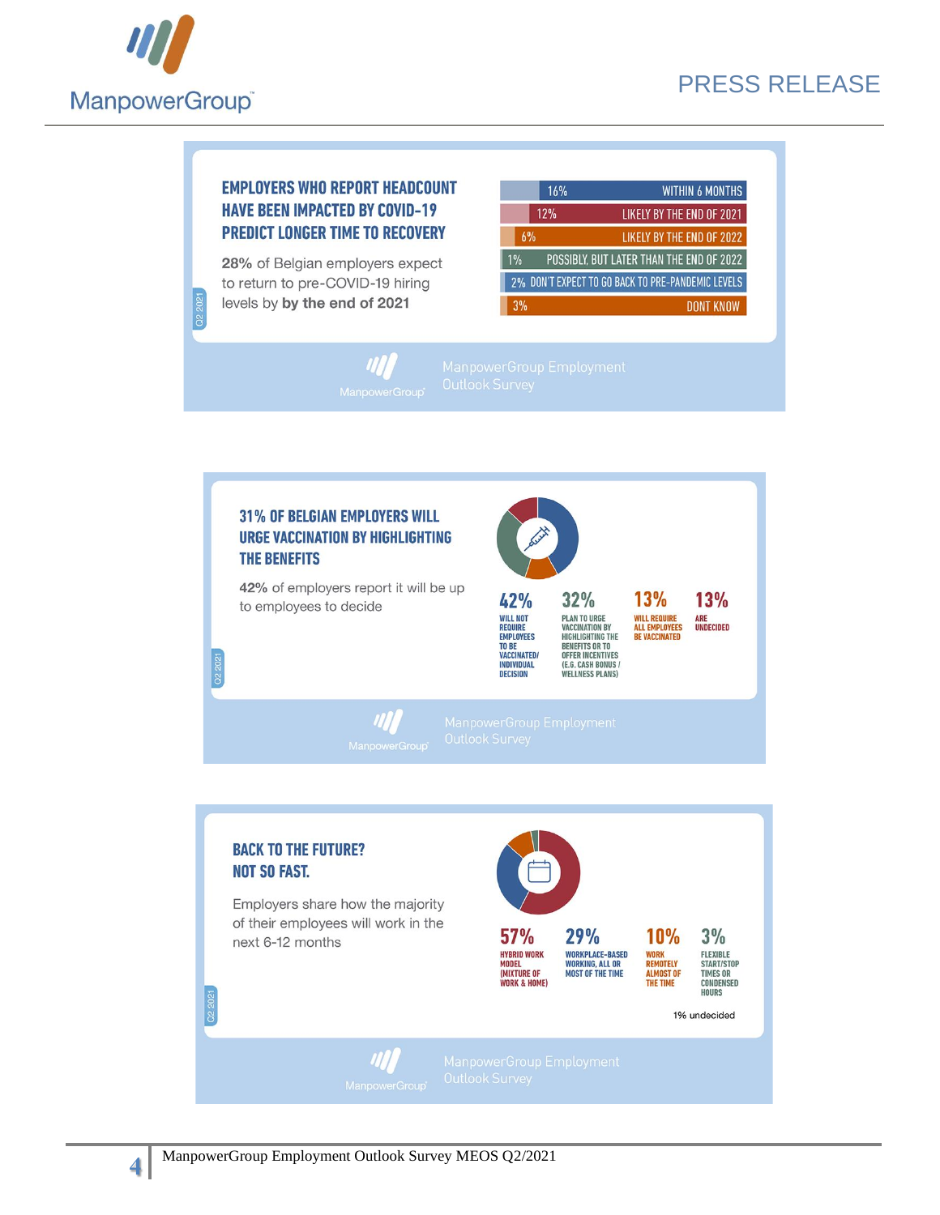## EMPLOYERS WHO REPORT HEADCOUNT HAVE BEEN IMPACTED BY COVID-19 PREDICT LONGER TIME TO RECOVERY

**28%** of Belgian employers expect to return to pre-COVID-19 hiring levels by **by the end of 2021**

| % | Expected recovery |
|---|---|
| 16% | WITHIN 6 MONTHS |
| 12% | LIKELY BY THE END OF 2021 |
| 6% | LIKELY BY THE END OF 2022 |
| 1% | POSSIBLY, BUT LATER THAN THE END OF 2022 |
| 2% | DON'T EXPECT TO GO BACK TO PRE-PANDEMIC LEVELS |
| 3% | DONT KNOW |

Q2 2021

ManpowerGroup Employment Outlook Survey

## 31% OF BELGIAN EMPLOYERS WILL URGE VACCINATION BY HIGHLIGHTING THE BENEFITS

**42%** of employers report it will be up to employees to decide

| 42% | 32% | 13% | 13% |
|---|---|---|---|
| WILL NOT REQUIRE EMPLOYEES TO BE VACCINATED/ INDIVIDUAL DECISION | PLAN TO URGE VACCINATION BY HIGHLIGHTING THE BENEFITS OR TO OFFER INCENTIVES (E.G. CASH BONUS / WELLNESS PLANS) | WILL REQUIRE ALL EMPLOYEES BE VACCINATED | ARE UNDECIDED |

Q2 2021

ManpowerGroup Employment Outlook Survey

## BACK TO THE FUTURE? NOT SO FAST.

Employers share how the majority of their employees will work in the next 6-12 months

| 57% | 29% | 10% | 3% |
|---|---|---|---|
| HYBRID WORK MODEL (MIXTURE OF WORK & HOME) | WORKPLACE-BASED WORKING, ALL OR MOST OF THE TIME | WORK REMOTELY ALMOST OF THE TIME | FLEXIBLE START/STOP TIMES OR CONDENSED HOURS |

1% undecided

Q2 2021

ManpowerGroup Employment Outlook Survey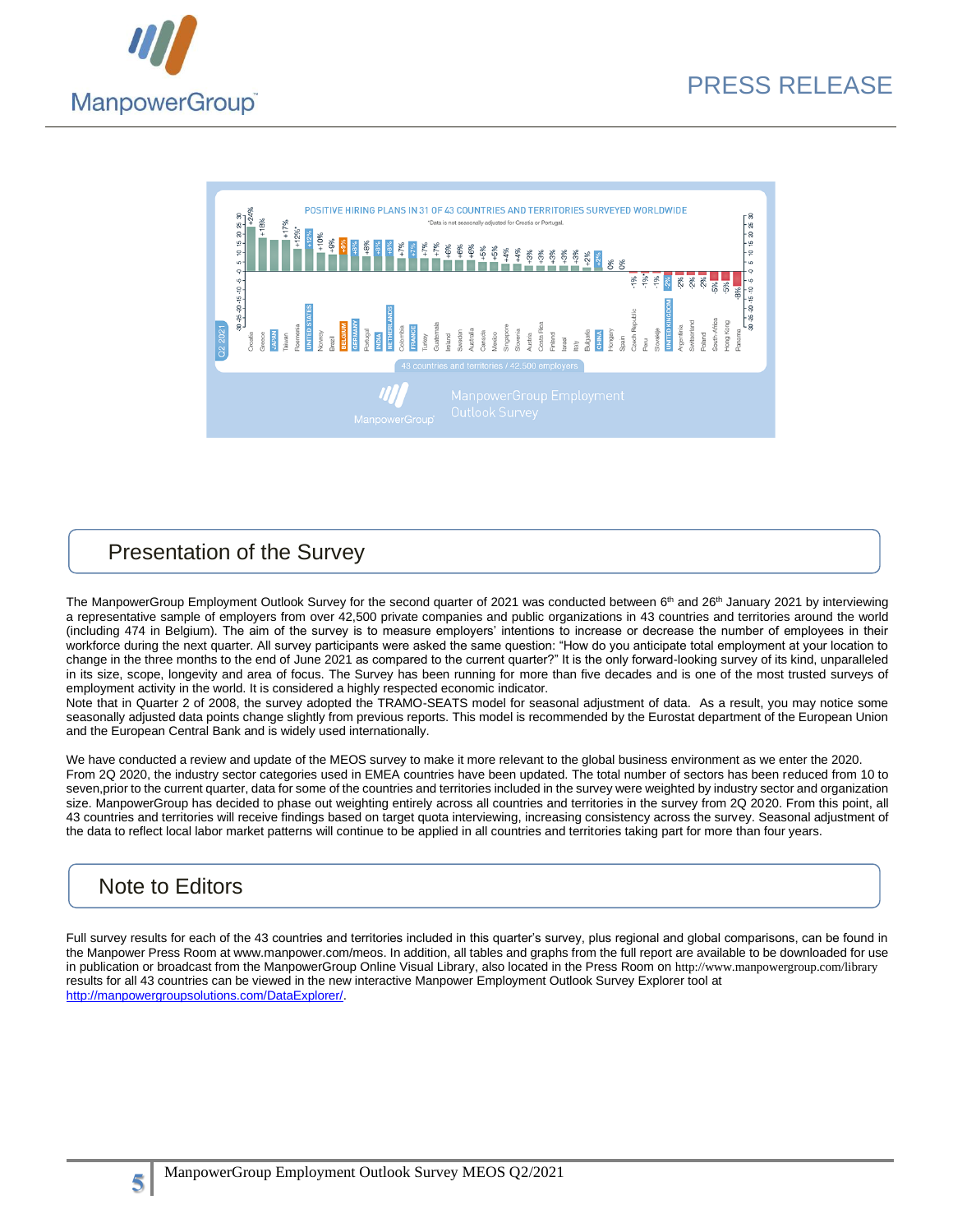POSITIVE HIRING PLANS IN 31 OF 43 COUNTRIES AND TERRITORIES SURVEYED WORLDWIDE

*Data is not seasonally adjusted for Croatia or Portugal.

| Country/Territory | Q2 2021 |
|---|---|
| Croatia | +24%* |
| Greece | +18% |
| Japan | +17% |
| Taiwan | +17% |
| Romania | +12%* |
| United States | +12% |
| Norway | +10% |
| Brazil | +9% |
| Belgium | +9% |
| Germany | +8% |
| Portugal | +8% |
| India | +8% |
| Netherlands | +8% |
| Colombia | +7% |
| France | +7% |
| Turkey | +7% |
| Guatemala | +7% |
| Ireland | +6% |
| Sweden | +6% |
| Australia | +6% |
| Canada | +5% |
| Mexico | +5% |
| Singapore | +4% |
| Slovenia | +4% |
| Austria | +3% |
| Costa Rica | +3% |
| Finland | +3% |
| Israel | +3% |
| Italy | +3% |
| Bulgaria | +2% |
| China | +2% |
| Hungary | 0% |
| Spain | 0% |
| Czech Republic | -1% |
| Peru | -1% |
| Slovakia | -1% |
| United Kingdom | -2% |
| Argentina | -2% |
| Switzerland | -2% |
| Poland | -2% |
| South Africa | -5% |
| Hong Kong | -5% |
| Panama | -8% |

43 countries and territories / 42,500 employers

ManpowerGroup Employment Outlook Survey

## Presentation of the Survey

The ManpowerGroup Employment Outlook Survey for the second quarter of 2021 was conducted between 6th and 26th January 2021 by interviewing a representative sample of employers from over 42,500 private companies and public organizations in 43 countries and territories around the world (including 474 in Belgium). The aim of the survey is to measure employers' intentions to increase or decrease the number of employees in their workforce during the next quarter. All survey participants were asked the same question: "How do you anticipate total employment at your location to change in the three months to the end of June 2021 as compared to the current quarter?" It is the only forward-looking survey of its kind, unparalleled in its size, scope, longevity and area of focus. The Survey has been running for more than five decades and is one of the most trusted surveys of employment activity in the world. It is considered a highly respected economic indicator.
Note that in Quarter 2 of 2008, the survey adopted the TRAMO-SEATS model for seasonal adjustment of data. As a result, you may notice some seasonally adjusted data points change slightly from previous reports. This model is recommended by the Eurostat department of the European Union and the European Central Bank and is widely used internationally.

We have conducted a review and update of the MEOS survey to make it more relevant to the global business environment as we enter the 2020. From 2Q 2020, the industry sector categories used in EMEA countries have been updated. The total number of sectors has been reduced from 10 to seven,prior to the current quarter, data for some of the countries and territories included in the survey were weighted by industry sector and organization size. ManpowerGroup has decided to phase out weighting entirely across all countries and territories in the survey from 2Q 2020. From this point, all 43 countries and territories will receive findings based on target quota interviewing, increasing consistency across the survey. Seasonal adjustment of the data to reflect local labor market patterns will continue to be applied in all countries and territories taking part for more than four years.

## Note to Editors

Full survey results for each of the 43 countries and territories included in this quarter's survey, plus regional and global comparisons, can be found in the Manpower Press Room at www.manpower.com/meos. In addition, all tables and graphs from the full report are available to be downloaded for use in publication or broadcast from the ManpowerGroup Online Visual Library, also located in the Press Room on http://www.manpowergroup.com/library results for all 43 countries can be viewed in the new interactive Manpower Employment Outlook Survey Explorer tool at http://manpowergroupsolutions.com/DataExplorer/.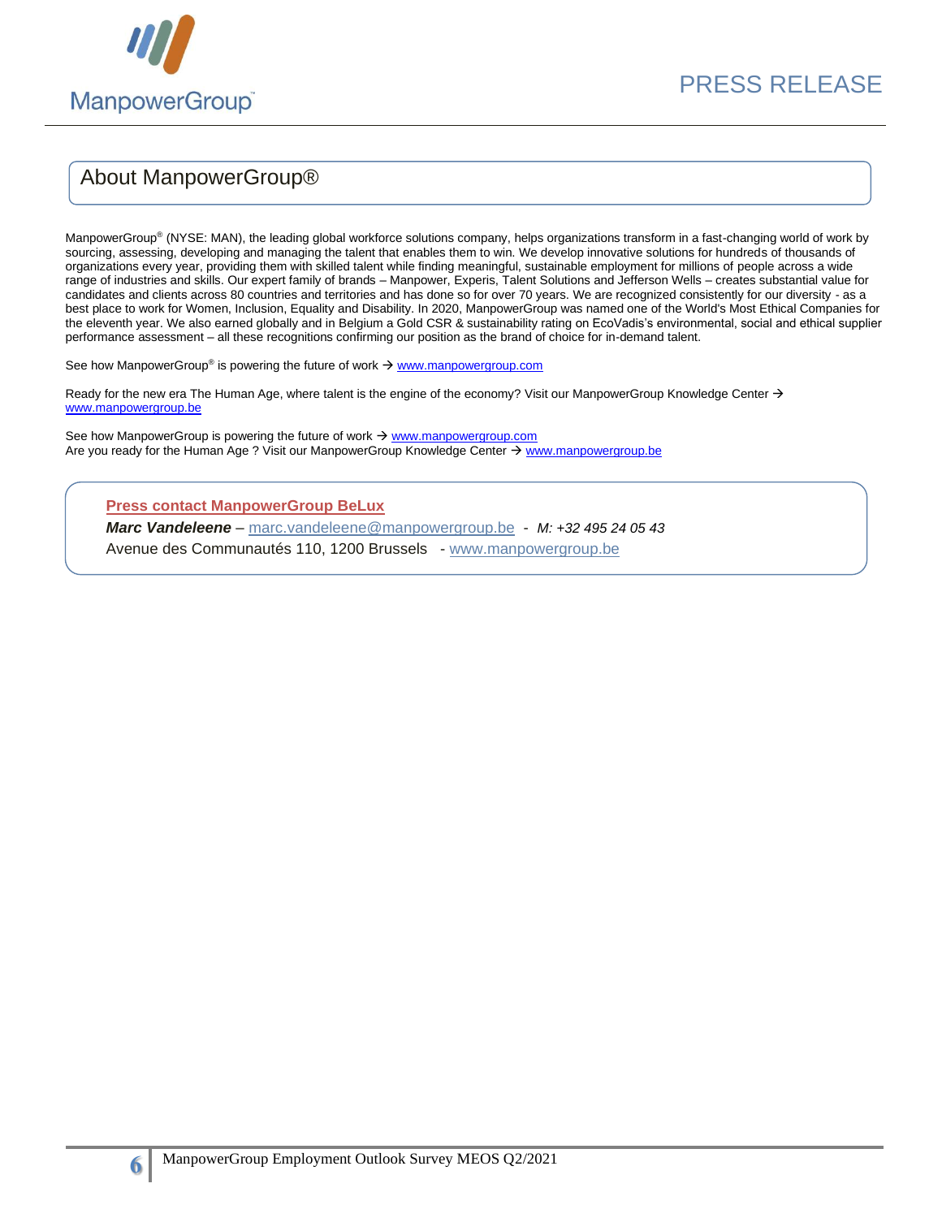## About ManpowerGroup®

ManpowerGroup® (NYSE: MAN), the leading global workforce solutions company, helps organizations transform in a fast-changing world of work by sourcing, assessing, developing and managing the talent that enables them to win. We develop innovative solutions for hundreds of thousands of organizations every year, providing them with skilled talent while finding meaningful, sustainable employment for millions of people across a wide range of industries and skills. Our expert family of brands – Manpower, Experis, Talent Solutions and Jefferson Wells – creates substantial value for candidates and clients across 80 countries and territories and has done so for over 70 years. We are recognized consistently for our diversity - as a best place to work for Women, Inclusion, Equality and Disability. In 2020, ManpowerGroup was named one of the World's Most Ethical Companies for the eleventh year. We also earned globally and in Belgium a Gold CSR & sustainability rating on EcoVadis's environmental, social and ethical supplier performance assessment – all these recognitions confirming our position as the brand of choice for in-demand talent.

See how ManpowerGroup® is powering the future of work → www.manpowergroup.com

Ready for the new era The Human Age, where talent is the engine of the economy? Visit our ManpowerGroup Knowledge Center → www.manpowergroup.be

See how ManpowerGroup is powering the future of work → www.manpowergroup.com
Are you ready for the Human Age ? Visit our ManpowerGroup Knowledge Center → www.manpowergroup.be

**Press contact ManpowerGroup BeLux**

***Marc Vandeleene*** – marc.vandeleene@manpowergroup.be - *M: +32 495 24 05 43*
Avenue des Communautés 110, 1200 Brussels - www.manpowergroup.be